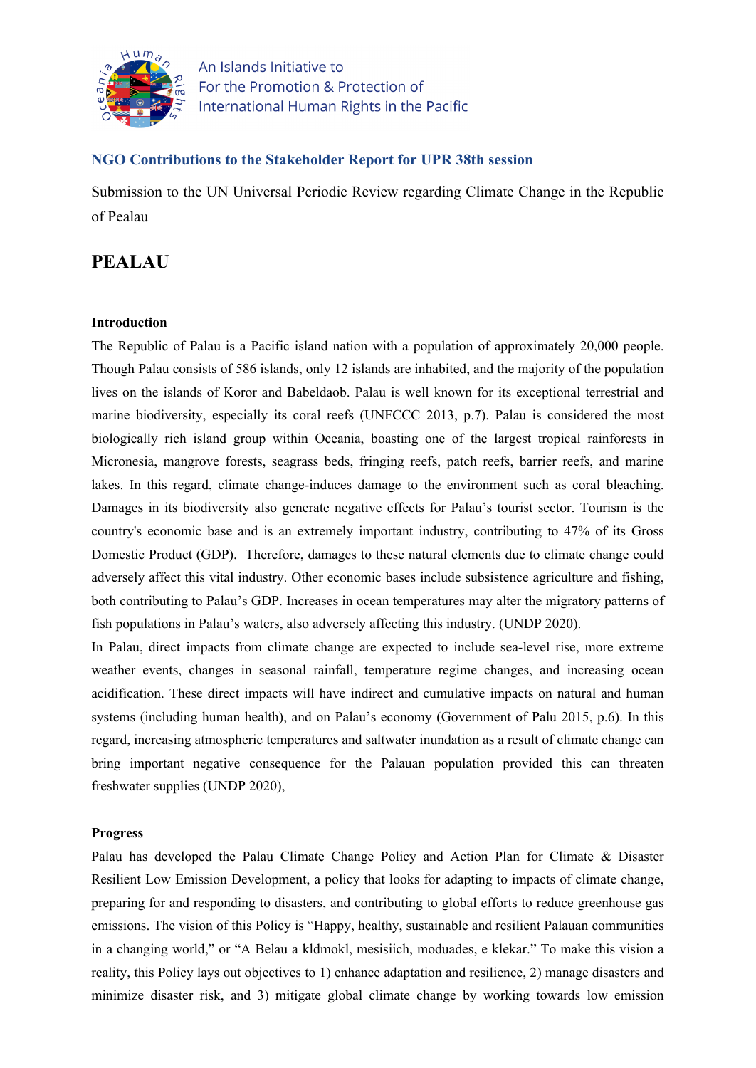An Islands Initiative to
For the Promotion & Protection of
International Human Rights in the Pacific

### NGO Contributions to the Stakeholder Report for UPR 38th session

Submission to the UN Universal Periodic Review regarding Climate Change in the Republic of Pealau

## PEALAU

**Introduction**

The Republic of Palau is a Pacific island nation with a population of approximately 20,000 people. Though Palau consists of 586 islands, only 12 islands are inhabited, and the majority of the population lives on the islands of Koror and Babeldaob. Palau is well known for its exceptional terrestrial and marine biodiversity, especially its coral reefs (UNFCCC 2013, p.7). Palau is considered the most biologically rich island group within Oceania, boasting one of the largest tropical rainforests in Micronesia, mangrove forests, seagrass beds, fringing reefs, patch reefs, barrier reefs, and marine lakes. In this regard, climate change-induces damage to the environment such as coral bleaching. Damages in its biodiversity also generate negative effects for Palau's tourist sector. Tourism is the country's economic base and is an extremely important industry, contributing to 47% of its Gross Domestic Product (GDP). Therefore, damages to these natural elements due to climate change could adversely affect this vital industry. Other economic bases include subsistence agriculture and fishing, both contributing to Palau's GDP. Increases in ocean temperatures may alter the migratory patterns of fish populations in Palau's waters, also adversely affecting this industry. (UNDP 2020).

In Palau, direct impacts from climate change are expected to include sea-level rise, more extreme weather events, changes in seasonal rainfall, temperature regime changes, and increasing ocean acidification. These direct impacts will have indirect and cumulative impacts on natural and human systems (including human health), and on Palau's economy (Government of Palu 2015, p.6). In this regard, increasing atmospheric temperatures and saltwater inundation as a result of climate change can bring important negative consequence for the Palauan population provided this can threaten freshwater supplies (UNDP 2020),

**Progress**

Palau has developed the Palau Climate Change Policy and Action Plan for Climate & Disaster Resilient Low Emission Development, a policy that looks for adapting to impacts of climate change, preparing for and responding to disasters, and contributing to global efforts to reduce greenhouse gas emissions. The vision of this Policy is "Happy, healthy, sustainable and resilient Palauan communities in a changing world," or "A Belau a kldmokl, mesisiich, moduades, e klekar." To make this vision a reality, this Policy lays out objectives to 1) enhance adaptation and resilience, 2) manage disasters and minimize disaster risk, and 3) mitigate global climate change by working towards low emission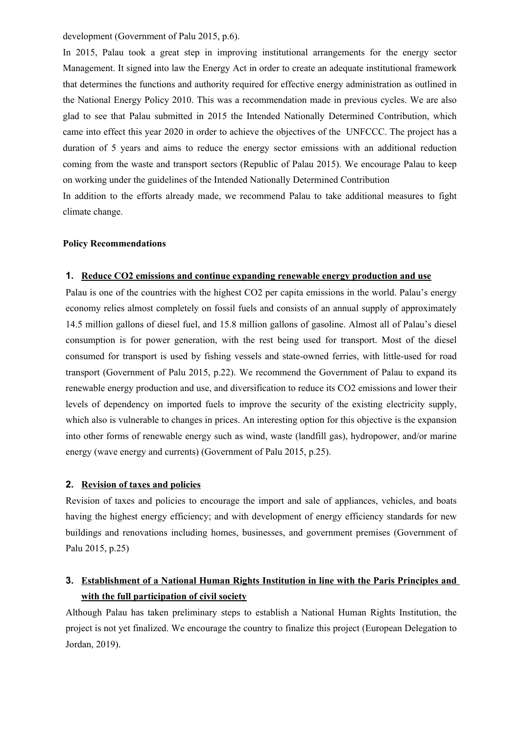development (Government of Palu 2015, p.6).

In 2015, Palau took a great step in improving institutional arrangements for the energy sector Management. It signed into law the Energy Act in order to create an adequate institutional framework that determines the functions and authority required for effective energy administration as outlined in the National Energy Policy 2010. This was a recommendation made in previous cycles. We are also glad to see that Palau submitted in 2015 the Intended Nationally Determined Contribution, which came into effect this year 2020 in order to achieve the objectives of the UNFCCC. The project has a duration of 5 years and aims to reduce the energy sector emissions with an additional reduction coming from the waste and transport sectors (Republic of Palau 2015). We encourage Palau to keep on working under the guidelines of the Intended Nationally Determined Contribution

In addition to the efforts already made, we recommend Palau to take additional measures to fight climate change.

**Policy Recommendations**

**1. <u>Reduce CO2 emissions and continue expanding renewable energy production and use</u>**

Palau is one of the countries with the highest CO2 per capita emissions in the world. Palau's energy economy relies almost completely on fossil fuels and consists of an annual supply of approximately 14.5 million gallons of diesel fuel, and 15.8 million gallons of gasoline. Almost all of Palau's diesel consumption is for power generation, with the rest being used for transport. Most of the diesel consumed for transport is used by fishing vessels and state-owned ferries, with little-used for road transport (Government of Palu 2015, p.22). We recommend the Government of Palau to expand its renewable energy production and use, and diversification to reduce its CO2 emissions and lower their levels of dependency on imported fuels to improve the security of the existing electricity supply, which also is vulnerable to changes in prices. An interesting option for this objective is the expansion into other forms of renewable energy such as wind, waste (landfill gas), hydropower, and/or marine energy (wave energy and currents) (Government of Palu 2015, p.25).

**2. <u>Revision of taxes and policies</u>**

Revision of taxes and policies to encourage the import and sale of appliances, vehicles, and boats having the highest energy efficiency; and with development of energy efficiency standards for new buildings and renovations including homes, businesses, and government premises (Government of Palu 2015, p.25)

**3. <u>Establishment of a National Human Rights Institution in line with the Paris Principles and with the full participation of civil society</u>**

Although Palau has taken preliminary steps to establish a National Human Rights Institution, the project is not yet finalized. We encourage the country to finalize this project (European Delegation to Jordan, 2019).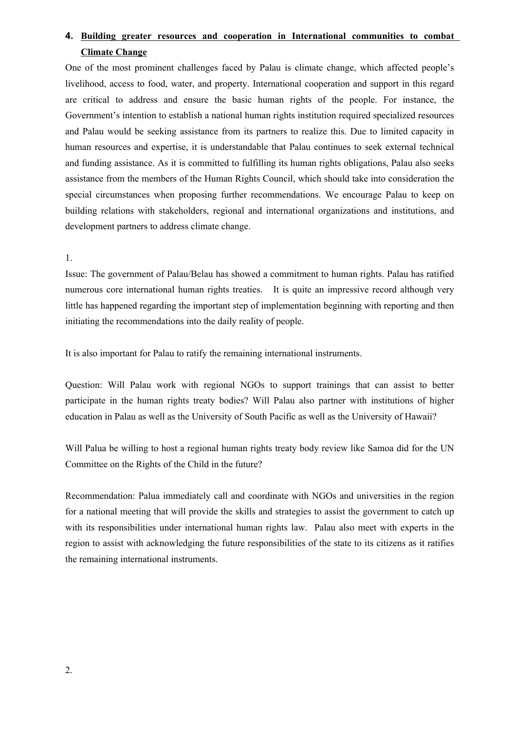## 4. Building greater resources and cooperation in International communities to combat Climate Change

One of the most prominent challenges faced by Palau is climate change, which affected people's livelihood, access to food, water, and property. International cooperation and support in this regard are critical to address and ensure the basic human rights of the people. For instance, the Government's intention to establish a national human rights institution required specialized resources and Palau would be seeking assistance from its partners to realize this. Due to limited capacity in human resources and expertise, it is understandable that Palau continues to seek external technical and funding assistance. As it is committed to fulfilling its human rights obligations, Palau also seeks assistance from the members of the Human Rights Council, which should take into consideration the special circumstances when proposing further recommendations. We encourage Palau to keep on building relations with stakeholders, regional and international organizations and institutions, and development partners to address climate change.

1.

Issue: The government of Palau/Belau has showed a commitment to human rights. Palau has ratified numerous core international human rights treaties. It is quite an impressive record although very little has happened regarding the important step of implementation beginning with reporting and then initiating the recommendations into the daily reality of people.

It is also important for Palau to ratify the remaining international instruments.

Question: Will Palau work with regional NGOs to support trainings that can assist to better participate in the human rights treaty bodies? Will Palau also partner with institutions of higher education in Palau as well as the University of South Pacific as well as the University of Hawaii?

Will Palua be willing to host a regional human rights treaty body review like Samoa did for the UN Committee on the Rights of the Child in the future?

Recommendation: Palua immediately call and coordinate with NGOs and universities in the region for a national meeting that will provide the skills and strategies to assist the government to catch up with its responsibilities under international human rights law. Palau also meet with experts in the region to assist with acknowledging the future responsibilities of the state to its citizens as it ratifies the remaining international instruments.

2.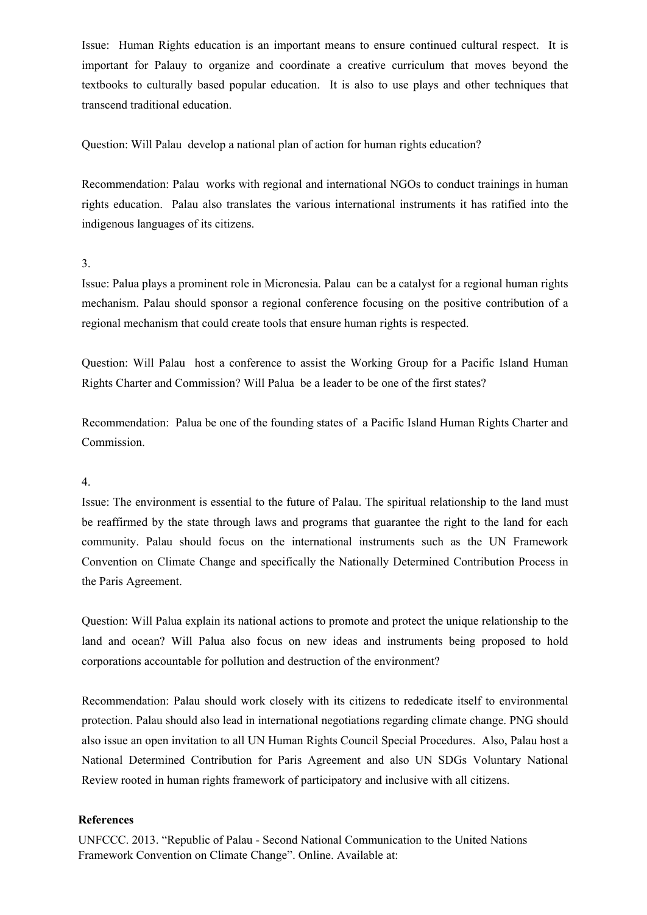Issue: Human Rights education is an important means to ensure continued cultural respect. It is important for Palauy to organize and coordinate a creative curriculum that moves beyond the textbooks to culturally based popular education. It is also to use plays and other techniques that transcend traditional education.

Question: Will Palau develop a national plan of action for human rights education?

Recommendation: Palau works with regional and international NGOs to conduct trainings in human rights education. Palau also translates the various international instruments it has ratified into the indigenous languages of its citizens.

3.

Issue: Palua plays a prominent role in Micronesia. Palau can be a catalyst for a regional human rights mechanism. Palau should sponsor a regional conference focusing on the positive contribution of a regional mechanism that could create tools that ensure human rights is respected.

Question: Will Palau host a conference to assist the Working Group for a Pacific Island Human Rights Charter and Commission? Will Palua be a leader to be one of the first states?

Recommendation: Palua be one of the founding states of a Pacific Island Human Rights Charter and Commission.

4.

Issue: The environment is essential to the future of Palau. The spiritual relationship to the land must be reaffirmed by the state through laws and programs that guarantee the right to the land for each community. Palau should focus on the international instruments such as the UN Framework Convention on Climate Change and specifically the Nationally Determined Contribution Process in the Paris Agreement.

Question: Will Palua explain its national actions to promote and protect the unique relationship to the land and ocean? Will Palua also focus on new ideas and instruments being proposed to hold corporations accountable for pollution and destruction of the environment?

Recommendation: Palau should work closely with its citizens to rededicate itself to environmental protection. Palau should also lead in international negotiations regarding climate change. PNG should also issue an open invitation to all UN Human Rights Council Special Procedures. Also, Palau host a National Determined Contribution for Paris Agreement and also UN SDGs Voluntary National Review rooted in human rights framework of participatory and inclusive with all citizens.

**References**

UNFCCC. 2013. "Republic of Palau - Second National Communication to the United Nations Framework Convention on Climate Change". Online. Available at: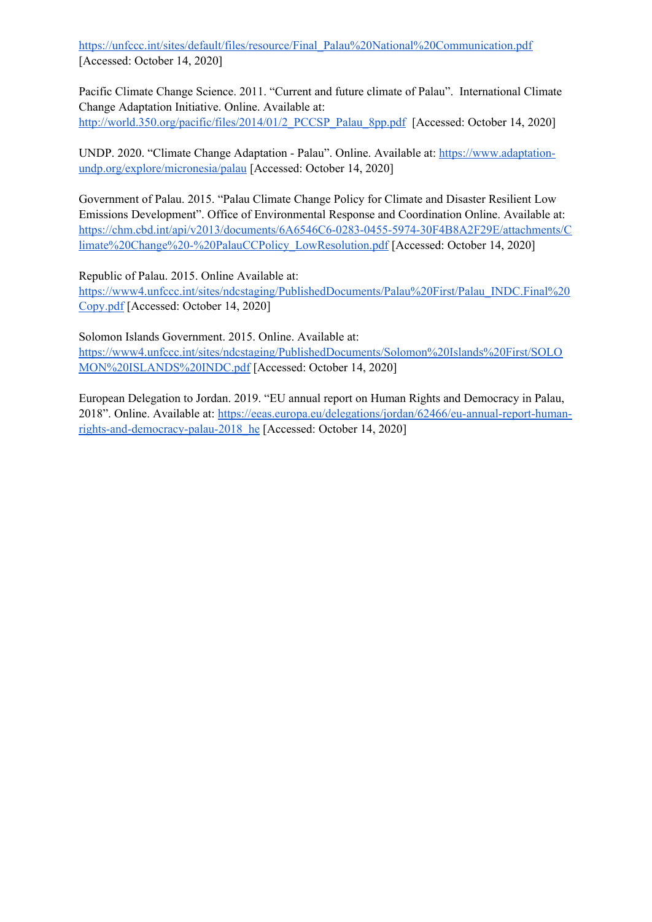https://unfccc.int/sites/default/files/resource/Final_Palau%20National%20Communication.pdf [Accessed: October 14, 2020]

Pacific Climate Change Science. 2011. "Current and future climate of Palau". International Climate Change Adaptation Initiative. Online. Available at: http://world.350.org/pacific/files/2014/01/2_PCCSP_Palau_8pp.pdf [Accessed: October 14, 2020]

UNDP. 2020. "Climate Change Adaptation - Palau". Online. Available at: https://www.adaptation-undp.org/explore/micronesia/palau [Accessed: October 14, 2020]

Government of Palau. 2015. "Palau Climate Change Policy for Climate and Disaster Resilient Low Emissions Development". Office of Environmental Response and Coordination Online. Available at: https://chm.cbd.int/api/v2013/documents/6A6546C6-0283-0455-5974-30F4B8A2F29E/attachments/Climate%20Change%20-%20PalauCCPolicy_LowResolution.pdf [Accessed: October 14, 2020]

Republic of Palau. 2015. Online Available at: https://www4.unfccc.int/sites/ndcstaging/PublishedDocuments/Palau%20First/Palau_INDC.Final%20Copy.pdf [Accessed: October 14, 2020]

Solomon Islands Government. 2015. Online. Available at: https://www4.unfccc.int/sites/ndcstaging/PublishedDocuments/Solomon%20Islands%20First/SOLOMON%20ISLANDS%20INDC.pdf [Accessed: October 14, 2020]

European Delegation to Jordan. 2019. "EU annual report on Human Rights and Democracy in Palau, 2018". Online. Available at: https://eeas.europa.eu/delegations/jordan/62466/eu-annual-report-human-rights-and-democracy-palau-2018_he [Accessed: October 14, 2020]